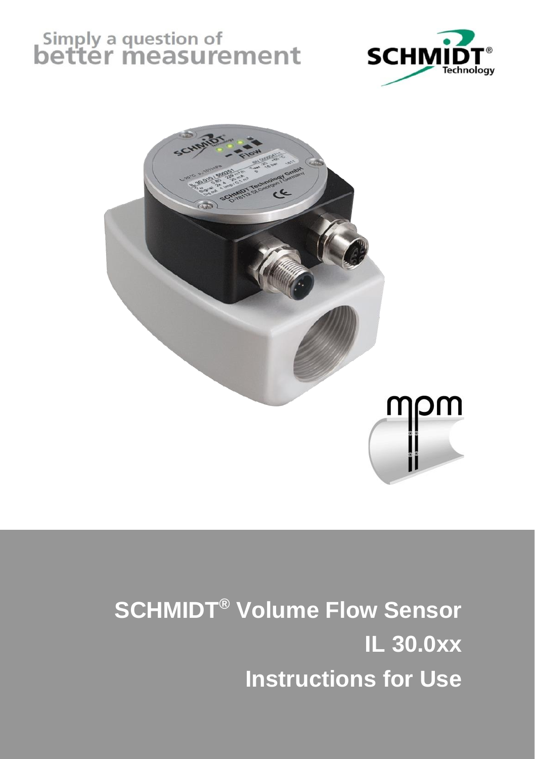Simply a question of
better measurement

# SCHMIDT® Volume Flow Sensor

# IL 30.0xx

# Instructions for Use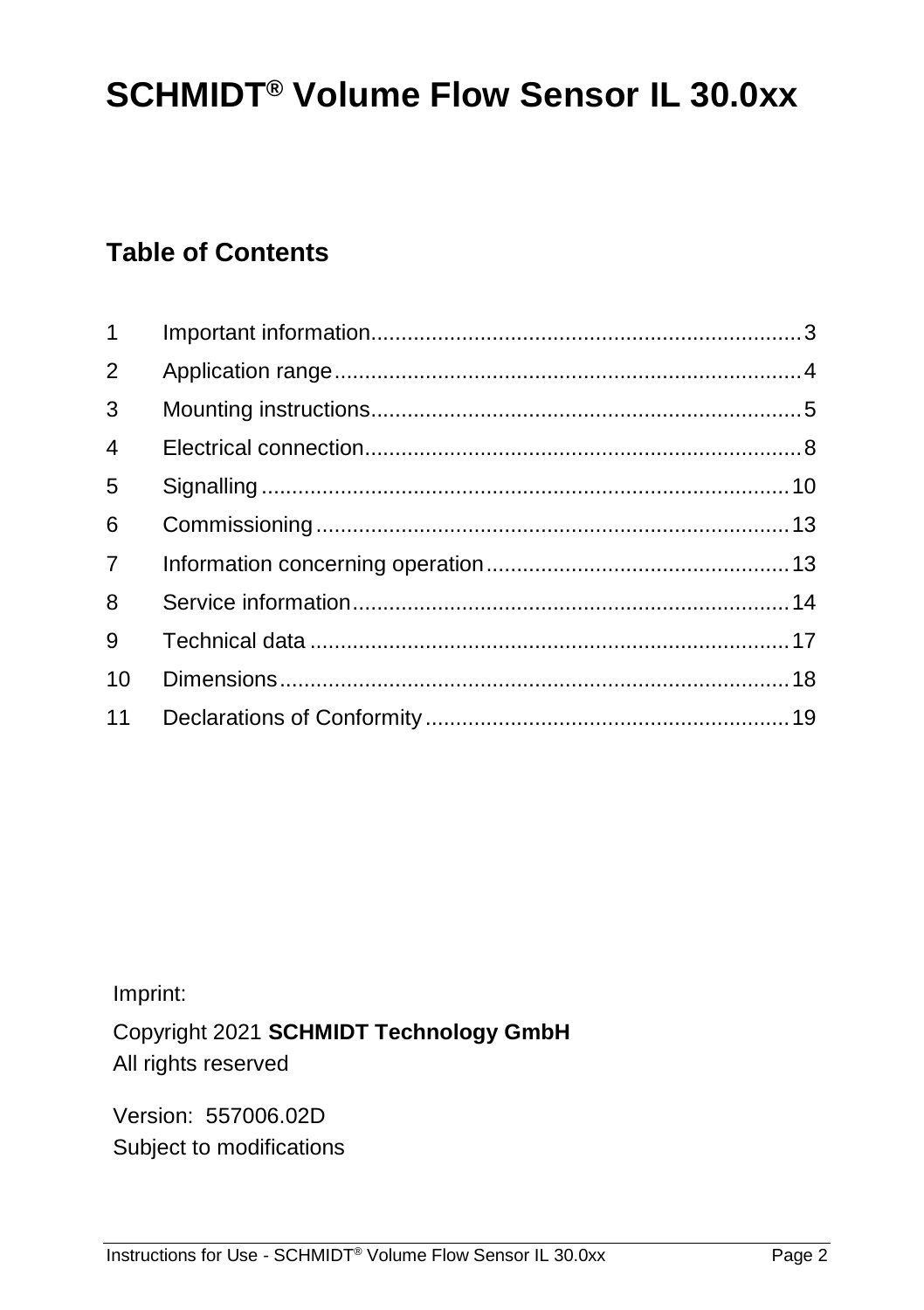# SCHMIDT® Volume Flow Sensor IL 30.0xx

## Table of Contents

| | | |
|---|---|---|
| 1 | Important information | 3 |
| 2 | Application range | 4 |
| 3 | Mounting instructions | 5 |
| 4 | Electrical connection | 8 |
| 5 | Signalling | 10 |
| 6 | Commissioning | 13 |
| 7 | Information concerning operation | 13 |
| 8 | Service information | 14 |
| 9 | Technical data | 17 |
| 10 | Dimensions | 18 |
| 11 | Declarations of Conformity | 19 |

Imprint:

Copyright 2021 **SCHMIDT Technology GmbH**
All rights reserved

Version: 557006.02D
Subject to modifications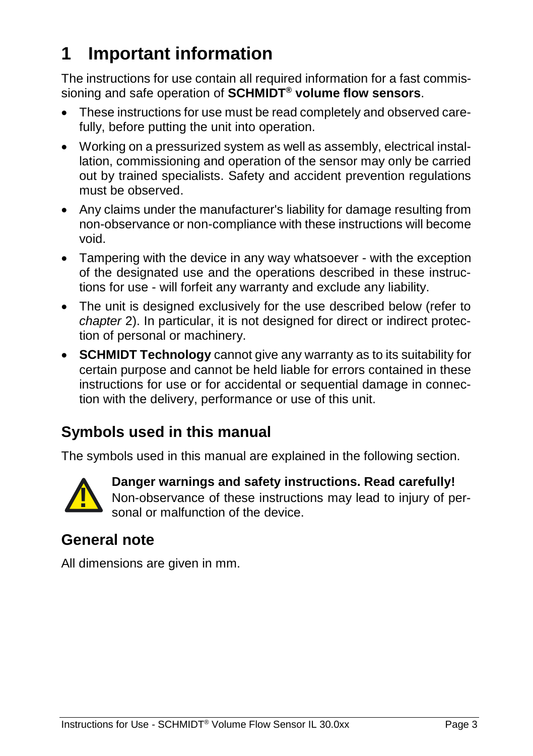# 1 Important information

The instructions for use contain all required information for a fast commissioning and safe operation of **SCHMIDT® volume flow sensors**.

- These instructions for use must be read completely and observed carefully, before putting the unit into operation.
- Working on a pressurized system as well as assembly, electrical installation, commissioning and operation of the sensor may only be carried out by trained specialists. Safety and accident prevention regulations must be observed.
- Any claims under the manufacturer's liability for damage resulting from non-observance or non-compliance with these instructions will become void.
- Tampering with the device in any way whatsoever - with the exception of the designated use and the operations described in these instructions for use - will forfeit any warranty and exclude any liability.
- The unit is designed exclusively for the use described below (refer to *chapter* 2). In particular, it is not designed for direct or indirect protection of personal or machinery.
- **SCHMIDT Technology** cannot give any warranty as to its suitability for certain purpose and cannot be held liable for errors contained in these instructions for use or for accidental or sequential damage in connection with the delivery, performance or use of this unit.

## Symbols used in this manual

The symbols used in this manual are explained in the following section.

**Danger warnings and safety instructions. Read carefully!**
Non-observance of these instructions may lead to injury of personal or malfunction of the device.

## General note

All dimensions are given in mm.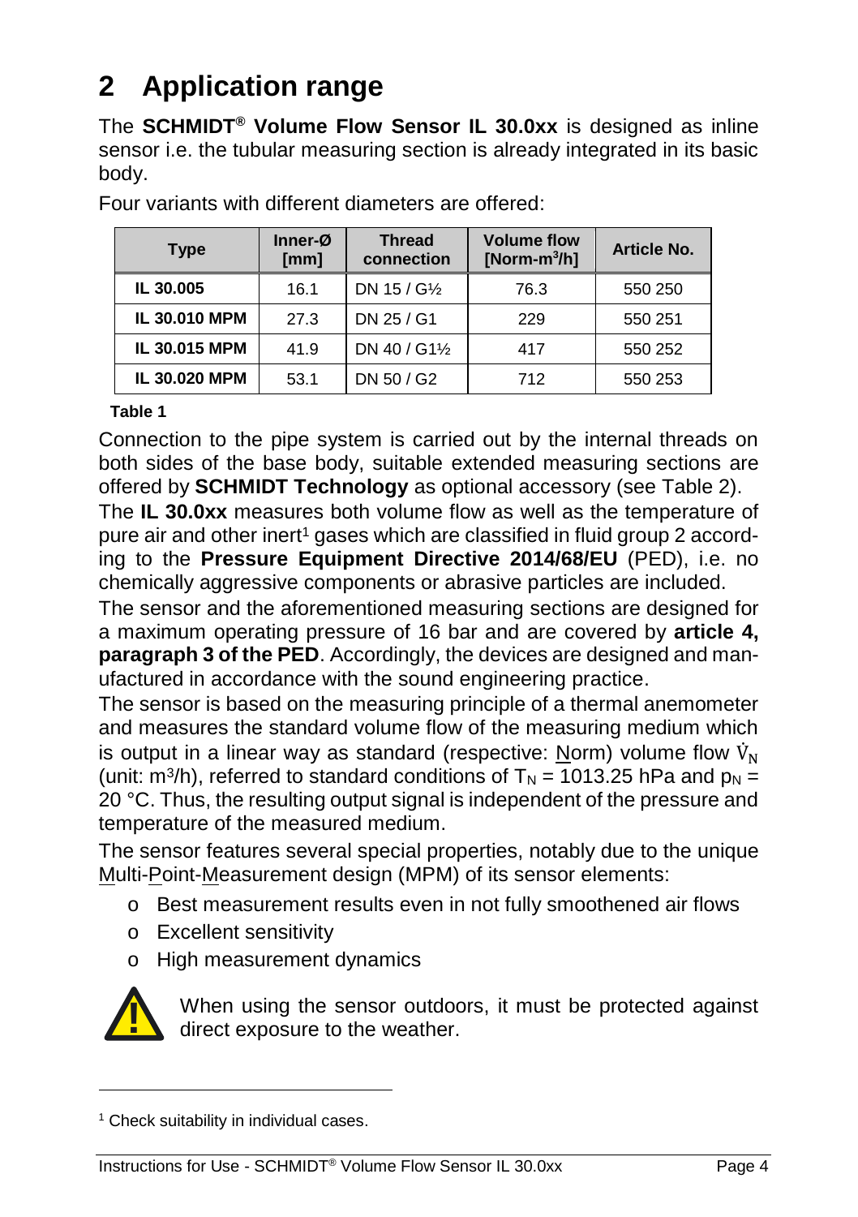# 2 Application range

The **SCHMIDT® Volume Flow Sensor IL 30.0xx** is designed as inline sensor i.e. the tubular measuring section is already integrated in its basic body.

Four variants with different diameters are offered:

| Type | Inner-Ø [mm] | Thread connection | Volume flow [Norm-m³/h] | Article No. |
|---|---|---|---|---|
| **IL 30.005** | 16.1 | DN 15 / G½ | 76.3 | 550 250 |
| **IL 30.010 MPM** | 27.3 | DN 25 / G1 | 229 | 550 251 |
| **IL 30.015 MPM** | 41.9 | DN 40 / G1½ | 417 | 550 252 |
| **IL 30.020 MPM** | 53.1 | DN 50 / G2 | 712 | 550 253 |

**Table 1**

Connection to the pipe system is carried out by the internal threads on both sides of the base body, suitable extended measuring sections are offered by **SCHMIDT Technology** as optional accessory (see Table 2).

The **IL 30.0xx** measures both volume flow as well as the temperature of pure air and other inert[1] gases which are classified in fluid group 2 according to the **Pressure Equipment Directive 2014/68/EU** (PED), i.e. no chemically aggressive components or abrasive particles are included.

The sensor and the aforementioned measuring sections are designed for a maximum operating pressure of 16 bar and are covered by **article 4, paragraph 3 of the PED**. Accordingly, the devices are designed and manufactured in accordance with the sound engineering practice.

The sensor is based on the measuring principle of a thermal anemometer and measures the standard volume flow of the measuring medium which is output in a linear way as standard (respective: Norm) volume flow $\dot{V}_N$ (unit: m³/h), referred to standard conditions of $T_N$ = 1013.25 hPa and $p_N$ = 20 °C. Thus, the resulting output signal is independent of the pressure and temperature of the measured medium.

The sensor features several special properties, notably due to the unique Multi-Point-Measurement design (MPM) of its sensor elements:

- Best measurement results even in not fully smoothened air flows
- Excellent sensitivity
- High measurement dynamics

When using the sensor outdoors, it must be protected against direct exposure to the weather.

[1] Check suitability in individual cases.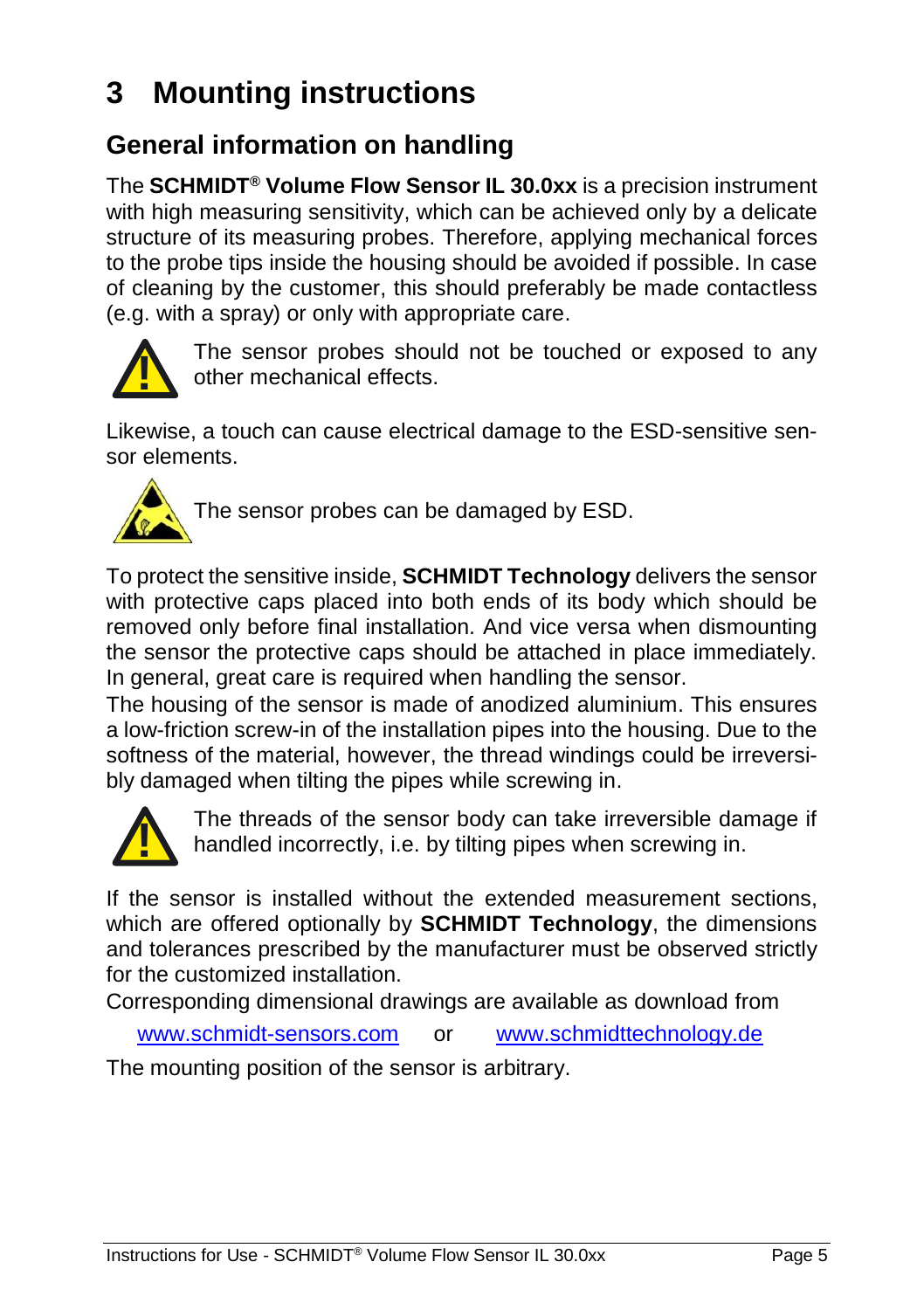# 3 Mounting instructions

## General information on handling

The **SCHMIDT® Volume Flow Sensor IL 30.0xx** is a precision instrument with high measuring sensitivity, which can be achieved only by a delicate structure of its measuring probes. Therefore, applying mechanical forces to the probe tips inside the housing should be avoided if possible. In case of cleaning by the customer, this should preferably be made contactless (e.g. with a spray) or only with appropriate care.

The sensor probes should not be touched or exposed to any other mechanical effects.

Likewise, a touch can cause electrical damage to the ESD-sensitive sensor elements.

The sensor probes can be damaged by ESD.

To protect the sensitive inside, **SCHMIDT Technology** delivers the sensor with protective caps placed into both ends of its body which should be removed only before final installation. And vice versa when dismounting the sensor the protective caps should be attached in place immediately. In general, great care is required when handling the sensor.

The housing of the sensor is made of anodized aluminium. This ensures a low-friction screw-in of the installation pipes into the housing. Due to the softness of the material, however, the thread windings could be irreversibly damaged when tilting the pipes while screwing in.

The threads of the sensor body can take irreversible damage if handled incorrectly, i.e. by tilting pipes when screwing in.

If the sensor is installed without the extended measurement sections, which are offered optionally by **SCHMIDT Technology**, the dimensions and tolerances prescribed by the manufacturer must be observed strictly for the customized installation.

Corresponding dimensional drawings are available as download from

www.schmidt-sensors.com or www.schmidttechnology.de

The mounting position of the sensor is arbitrary.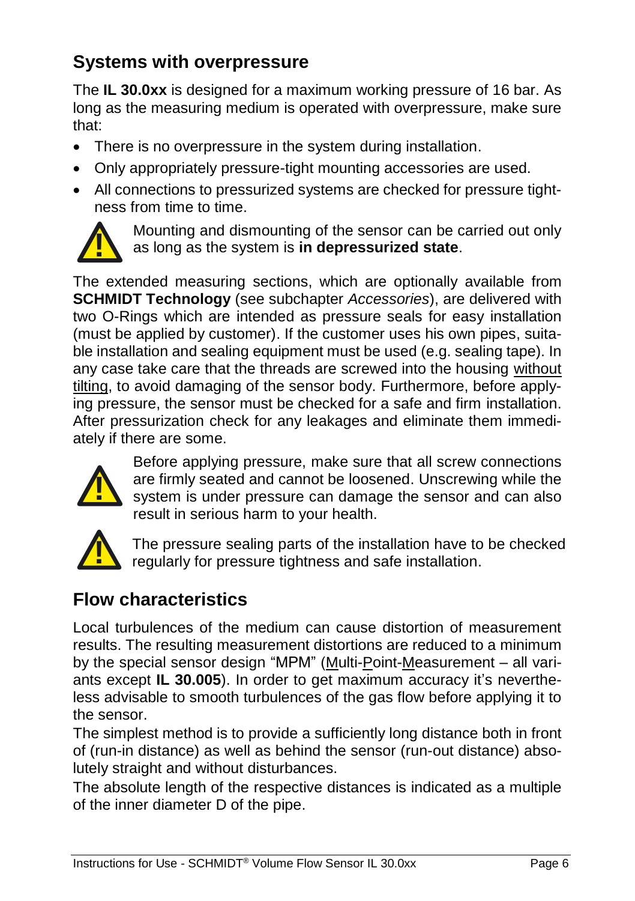## Systems with overpressure

The **IL 30.0xx** is designed for a maximum working pressure of 16 bar. As long as the measuring medium is operated with overpressure, make sure that:

- There is no overpressure in the system during installation.
- Only appropriately pressure-tight mounting accessories are used.
- All connections to pressurized systems are checked for pressure tightness from time to time.

Mounting and dismounting of the sensor can be carried out only as long as the system is **in depressurized state**.

The extended measuring sections, which are optionally available from **SCHMIDT Technology** (see subchapter *Accessories*), are delivered with two O-Rings which are intended as pressure seals for easy installation (must be applied by customer). If the customer uses his own pipes, suitable installation and sealing equipment must be used (e.g. sealing tape). In any case take care that the threads are screwed into the housing without tilting, to avoid damaging of the sensor body. Furthermore, before applying pressure, the sensor must be checked for a safe and firm installation. After pressurization check for any leakages and eliminate them immediately if there are some.

Before applying pressure, make sure that all screw connections are firmly seated and cannot be loosened. Unscrewing while the system is under pressure can damage the sensor and can also result in serious harm to your health.

The pressure sealing parts of the installation have to be checked regularly for pressure tightness and safe installation.

## Flow characteristics

Local turbulences of the medium can cause distortion of measurement results. The resulting measurement distortions are reduced to a minimum by the special sensor design "MPM" (Multi-Point-Measurement – all variants except **IL 30.005**). In order to get maximum accuracy it's nevertheless advisable to smooth turbulences of the gas flow before applying it to the sensor.

The simplest method is to provide a sufficiently long distance both in front of (run-in distance) as well as behind the sensor (run-out distance) absolutely straight and without disturbances.

The absolute length of the respective distances is indicated as a multiple of the inner diameter D of the pipe.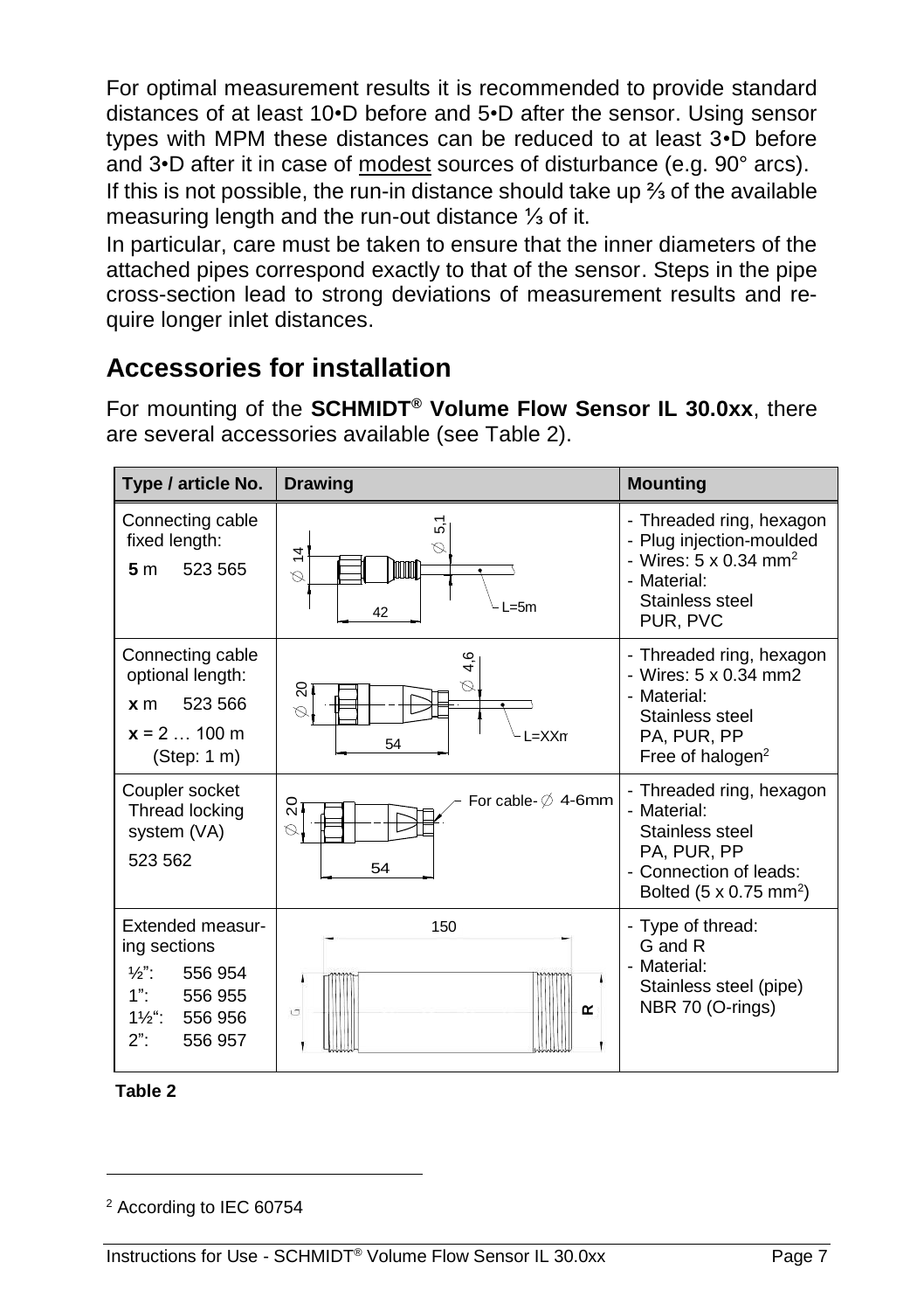For optimal measurement results it is recommended to provide standard distances of at least 10•D before and 5•D after the sensor. Using sensor types with MPM these distances can be reduced to at least 3•D before and 3•D after it in case of modest sources of disturbance (e.g. 90° arcs). If this is not possible, the run-in distance should take up ⅔ of the available measuring length and the run-out distance ⅓ of it.

In particular, care must be taken to ensure that the inner diameters of the attached pipes correspond exactly to that of the sensor. Steps in the pipe cross-section lead to strong deviations of measurement results and require longer inlet distances.

## Accessories for installation

For mounting of the **SCHMIDT® Volume Flow Sensor IL 30.0xx**, there are several accessories available (see Table 2).

| Type / article No. | Drawing | Mounting |
|---|---|---|
| Connecting cable fixed length: **5** m 523 565 | ∅ 14, ∅ 5,1, 42, L=5m | - Threaded ring, hexagon<br>- Plug injection-moulded<br>- Wires: 5 x 0.34 mm$^2$<br>- Material: Stainless steel PUR, PVC |
| Connecting cable optional length: **x** m 523 566 **x** = 2 … 100 m (Step: 1 m) | ∅ 20, ∅ 4,6, 54, L=XXm | - Threaded ring, hexagon<br>- Wires: 5 x 0.34 mm2<br>- Material: Stainless steel PA, PUR, PP Free of halogen[2] |
| Coupler socket Thread locking system (VA) 523 562 | ∅ 20, For cable- ∅ 4-6mm, 54 | - Threaded ring, hexagon<br>- Material: Stainless steel PA, PUR, PP<br>- Connection of leads: Bolted (5 x 0.75 mm$^2$) |
| Extended measuring sections ½": 556 954 1": 556 955 1½": 556 956 2": 556 957 | 150, G, R | - Type of thread: G and R<br>- Material: Stainless steel (pipe) NBR 70 (O-rings) |

**Table 2**

[2] According to IEC 60754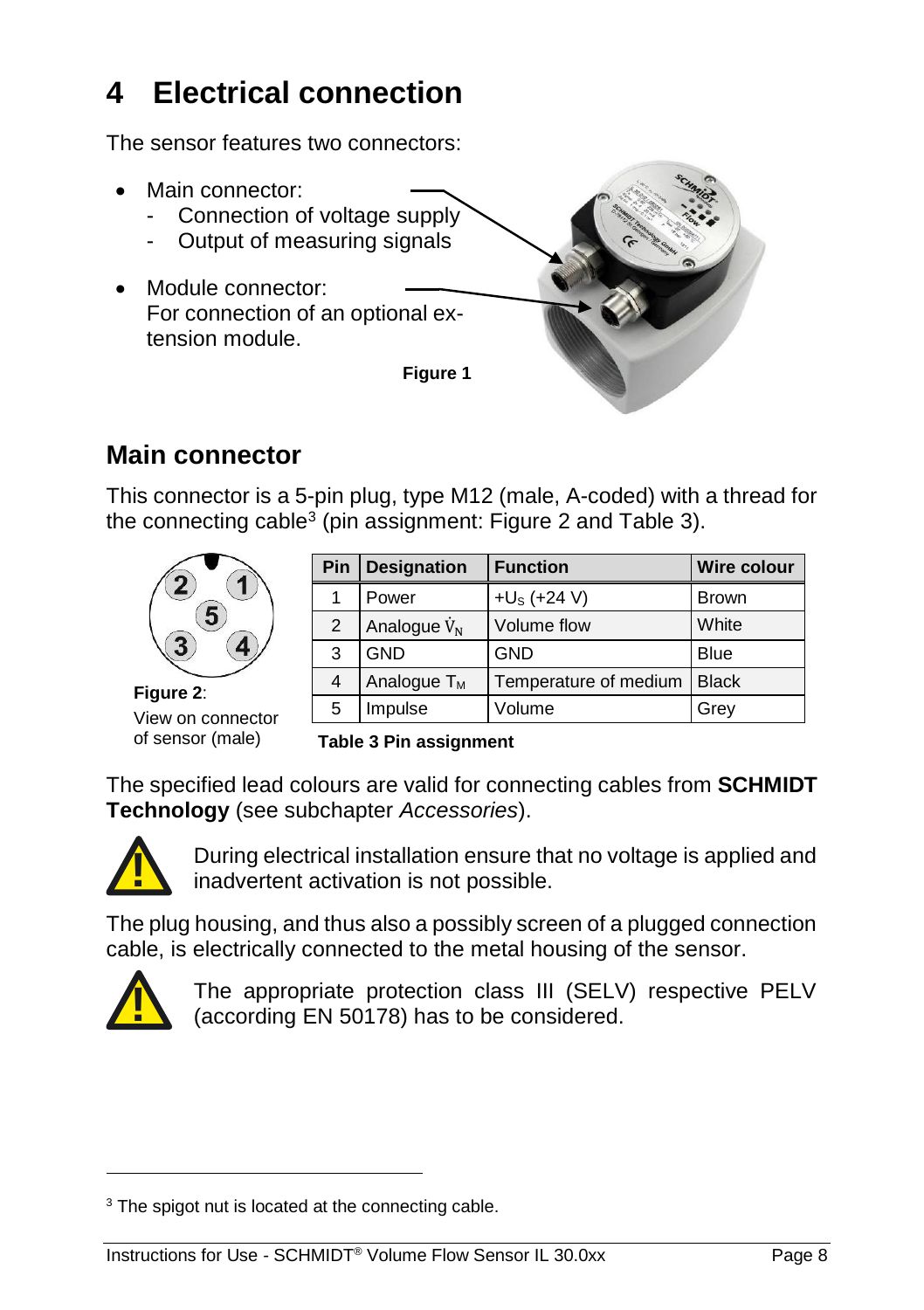# 4 Electrical connection

The sensor features two connectors:

- Main connector:
  - Connection of voltage supply
  - Output of measuring signals
- Module connector:
  For connection of an optional extension module.

**Figure 1**

## Main connector

This connector is a 5-pin plug, type M12 (male, A-coded) with a thread for the connecting cable[3] (pin assignment: Figure 2 and Table 3).

**Figure 2**: View on connector of sensor (male)

| Pin | Designation | Function | Wire colour |
|---|---|---|---|
| 1 | Power | $+U_S$ (+24 V) | Brown |
| 2 | Analogue $\dot{V}_N$ | Volume flow | White |
| 3 | GND | GND | Blue |
| 4 | Analogue $T_M$ | Temperature of medium | Black |
| 5 | Impulse | Volume | Grey |

**Table 3 Pin assignment**

The specified lead colours are valid for connecting cables from **SCHMIDT Technology** (see subchapter *Accessories*).

During electrical installation ensure that no voltage is applied and inadvertent activation is not possible.

The plug housing, and thus also a possibly screen of a plugged connection cable, is electrically connected to the metal housing of the sensor.

The appropriate protection class III (SELV) respective PELV (according EN 50178) has to be considered.

[3] The spigot nut is located at the connecting cable.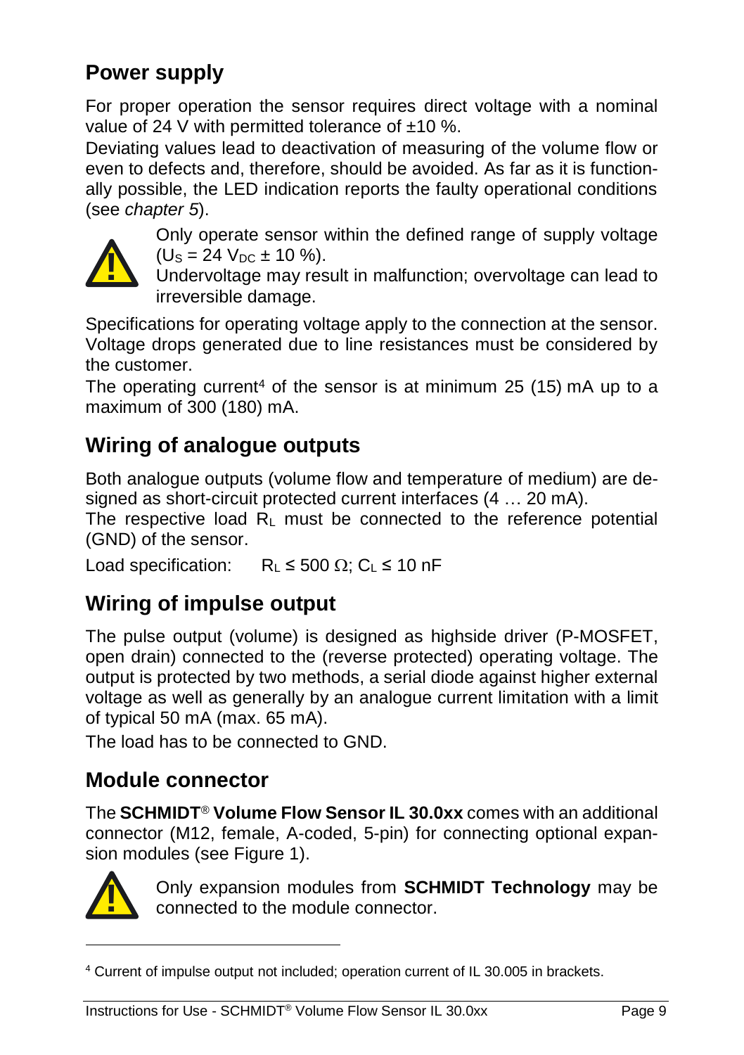## Power supply

For proper operation the sensor requires direct voltage with a nominal value of 24 V with permitted tolerance of ±10 %.

Deviating values lead to deactivation of measuring of the volume flow or even to defects and, therefore, should be avoided. As far as it is functionally possible, the LED indication reports the faulty operational conditions (see *chapter 5*).

Only operate sensor within the defined range of supply voltage ($U_S = 24\ V_{DC} \pm 10\ \%$).
Undervoltage may result in malfunction; overvoltage can lead to irreversible damage.

Specifications for operating voltage apply to the connection at the sensor. Voltage drops generated due to line resistances must be considered by the customer.

The operating current[4] of the sensor is at minimum 25 (15) mA up to a maximum of 300 (180) mA.

## Wiring of analogue outputs

Both analogue outputs (volume flow and temperature of medium) are designed as short-circuit protected current interfaces (4 … 20 mA).

The respective load $R_L$ must be connected to the reference potential (GND) of the sensor.

Load specification: $R_L \leq 500\ \Omega$; $C_L \leq 10$ nF

## Wiring of impulse output

The pulse output (volume) is designed as highside driver (P-MOSFET, open drain) connected to the (reverse protected) operating voltage. The output is protected by two methods, a serial diode against higher external voltage as well as generally by an analogue current limitation with a limit of typical 50 mA (max. 65 mA).

The load has to be connected to GND.

## Module connector

The **SCHMIDT® Volume Flow Sensor IL 30.0xx** comes with an additional connector (M12, female, A-coded, 5-pin) for connecting optional expansion modules (see Figure 1).

Only expansion modules from **SCHMIDT Technology** may be connected to the module connector.

[4] Current of impulse output not included; operation current of IL 30.005 in brackets.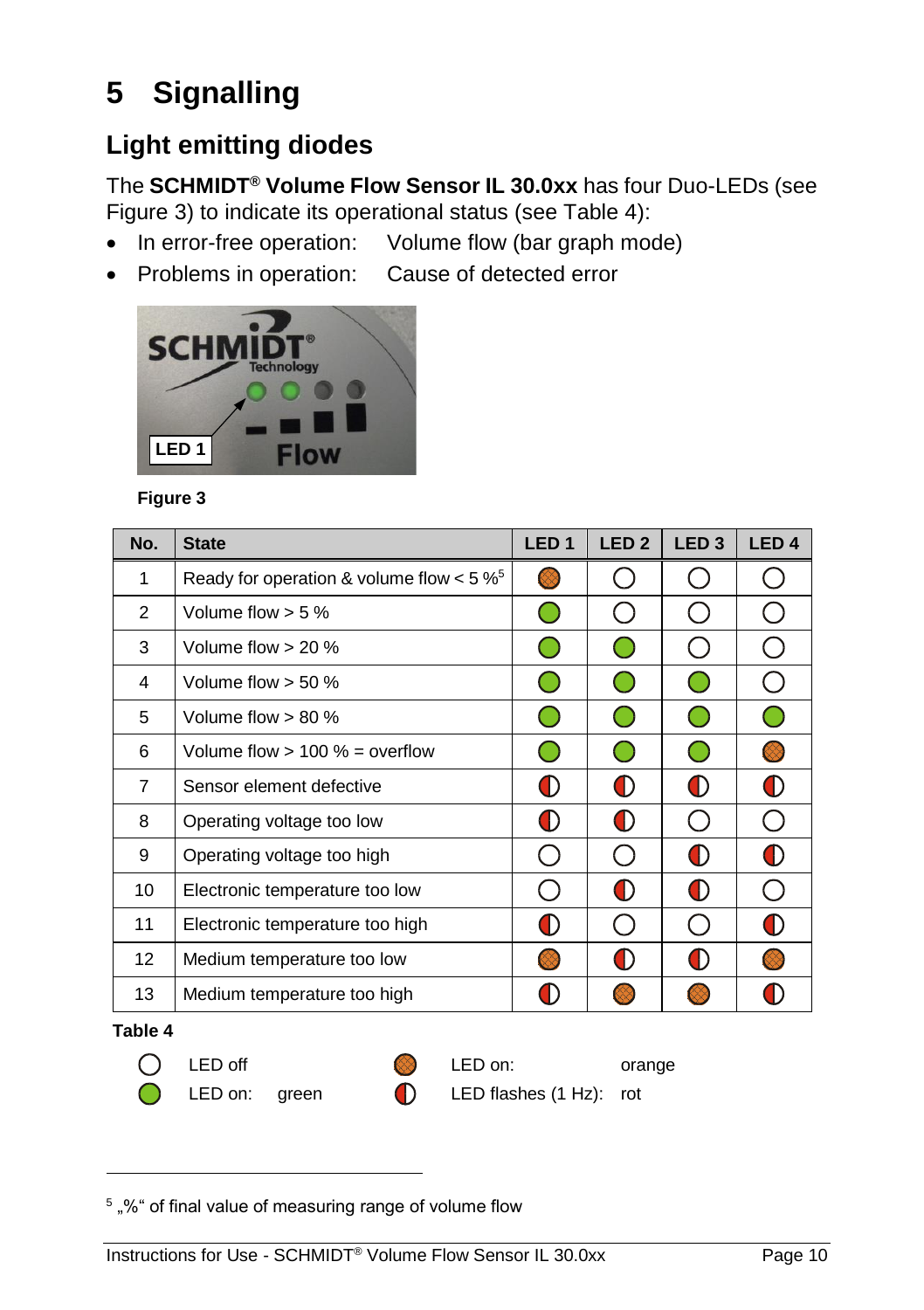# 5 Signalling

## Light emitting diodes

The **SCHMIDT® Volume Flow Sensor IL 30.0xx** has four Duo-LEDs (see Figure 3) to indicate its operational status (see Table 4):

- In error-free operation: Volume flow (bar graph mode)
- Problems in operation: Cause of detected error

**Figure 3**

| No. | State | LED 1 | LED 2 | LED 3 | LED 4 |
|---|---|---|---|---|---|
| 1 | Ready for operation & volume flow < 5 %[5] | orange | off | off | off |
| 2 | Volume flow > 5 % | green | off | off | off |
| 3 | Volume flow > 20 % | green | green | off | off |
| 4 | Volume flow > 50 % | green | green | green | off |
| 5 | Volume flow > 80 % | green | green | green | green |
| 6 | Volume flow > 100 % = overflow | green | green | green | orange |
| 7 | Sensor element defective | flashes | flashes | flashes | flashes |
| 8 | Operating voltage too low | flashes | flashes | off | off |
| 9 | Operating voltage too high | off | off | flashes | flashes |
| 10 | Electronic temperature too low | off | flashes | flashes | off |
| 11 | Electronic temperature too high | flashes | off | off | flashes |
| 12 | Medium temperature too low | orange | flashes | flashes | orange |
| 13 | Medium temperature too high | flashes | orange | orange | flashes |

**Table 4**

| Symbol | Meaning | | Symbol | Meaning | |
|---|---|---|---|---|---|
| off | LED off | | orange | LED on: | orange |
| green | LED on: | green | flashes | LED flashes (1 Hz): | rot |

[5] „%" of final value of measuring range of volume flow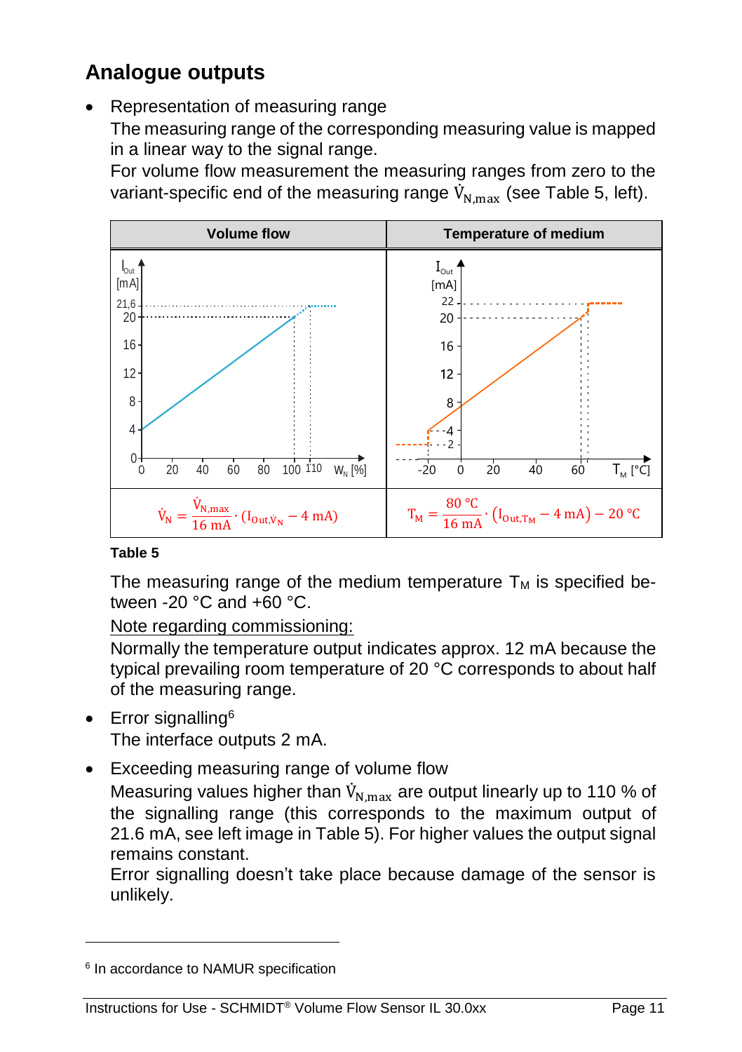## Analogue outputs

- Representation of measuring range

  The measuring range of the corresponding measuring value is mapped in a linear way to the signal range.

  For volume flow measurement the measuring ranges from zero to the variant-specific end of the measuring range $\dot{V}_{N,max}$ (see Table 5, left).

| Volume flow | Temperature of medium |
|---|---|
| | |
| $\dot{V}_N = \frac{\dot{V}_{N,max}}{16\ mA} \cdot (I_{Out,\dot{V}_N} - 4\ mA)$ | $T_M = \frac{80\ °C}{16\ mA} \cdot (I_{Out,T_M} - 4\ mA) - 20\ °C$ |

**Table 5**

  The measuring range of the medium temperature $T_M$ is specified between -20 °C and +60 °C.

  Note regarding commissioning:

  Normally the temperature output indicates approx. 12 mA because the typical prevailing room temperature of 20 °C corresponds to about half of the measuring range.

- Error signalling[6]

  The interface outputs 2 mA.

- Exceeding measuring range of volume flow

  Measuring values higher than $\dot{V}_{N,max}$ are output linearly up to 110 % of the signalling range (this corresponds to the maximum output of 21.6 mA, see left image in Table 5). For higher values the output signal remains constant.

  Error signalling doesn't take place because damage of the sensor is unlikely.

[6] In accordance to NAMUR specification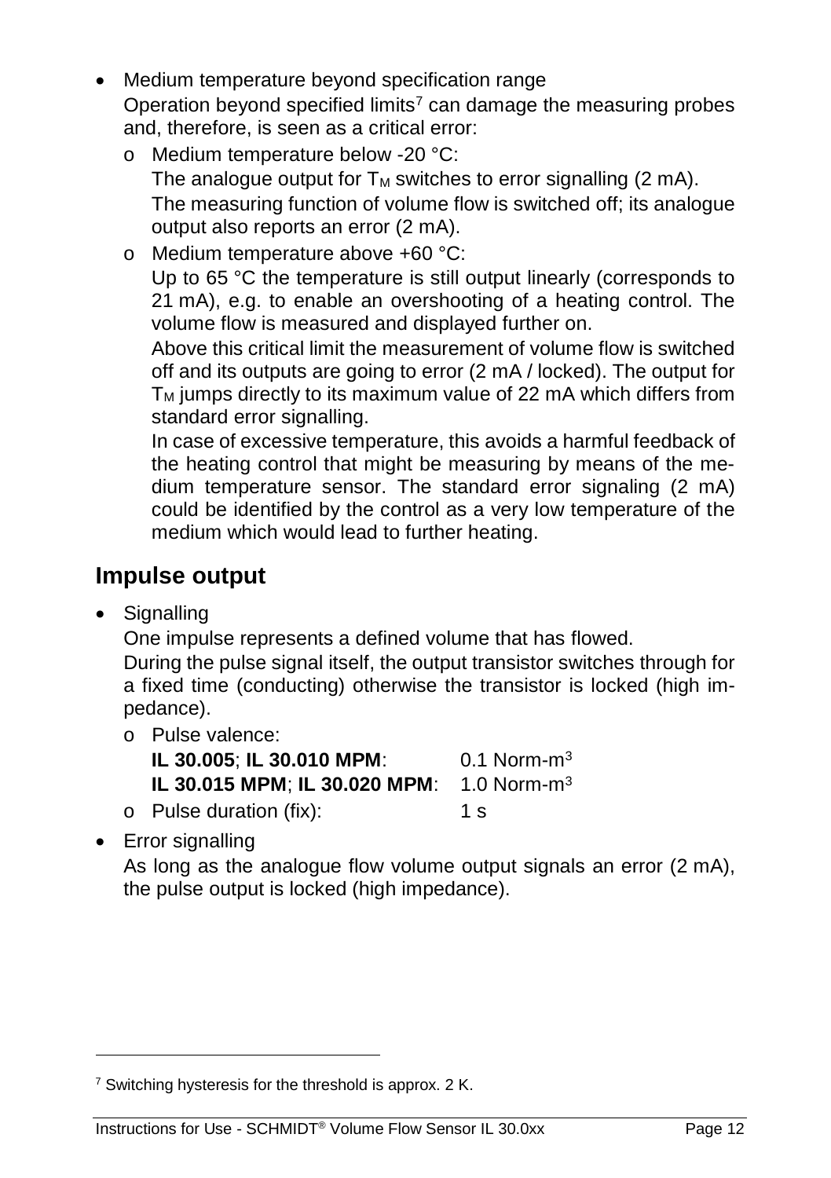- Medium temperature beyond specification range
  Operation beyond specified limits[7] can damage the measuring probes and, therefore, is seen as a critical error:
  - Medium temperature below -20 °C:
    The analogue output for $T_M$ switches to error signalling (2 mA).
    The measuring function of volume flow is switched off; its analogue output also reports an error (2 mA).
  - Medium temperature above +60 °C:
    Up to 65 °C the temperature is still output linearly (corresponds to 21 mA), e.g. to enable an overshooting of a heating control. The volume flow is measured and displayed further on.
    Above this critical limit the measurement of volume flow is switched off and its outputs are going to error (2 mA / locked). The output for $T_M$ jumps directly to its maximum value of 22 mA which differs from standard error signalling.
    In case of excessive temperature, this avoids a harmful feedback of the heating control that might be measuring by means of the medium temperature sensor. The standard error signaling (2 mA) could be identified by the control as a very low temperature of the medium which would lead to further heating.

## Impulse output

- Signalling
  One impulse represents a defined volume that has flowed.
  During the pulse signal itself, the output transistor switches through for a fixed time (conducting) otherwise the transistor is locked (high impedance).
  - Pulse valence:
    **IL 30.005**; **IL 30.010 MPM**: 0.1 Norm-m³
    **IL 30.015 MPM**; **IL 30.020 MPM**: 1.0 Norm-m³
  - Pulse duration (fix): 1 s
- Error signalling
  As long as the analogue flow volume output signals an error (2 mA), the pulse output is locked (high impedance).

---

[7] Switching hysteresis for the threshold is approx. 2 K.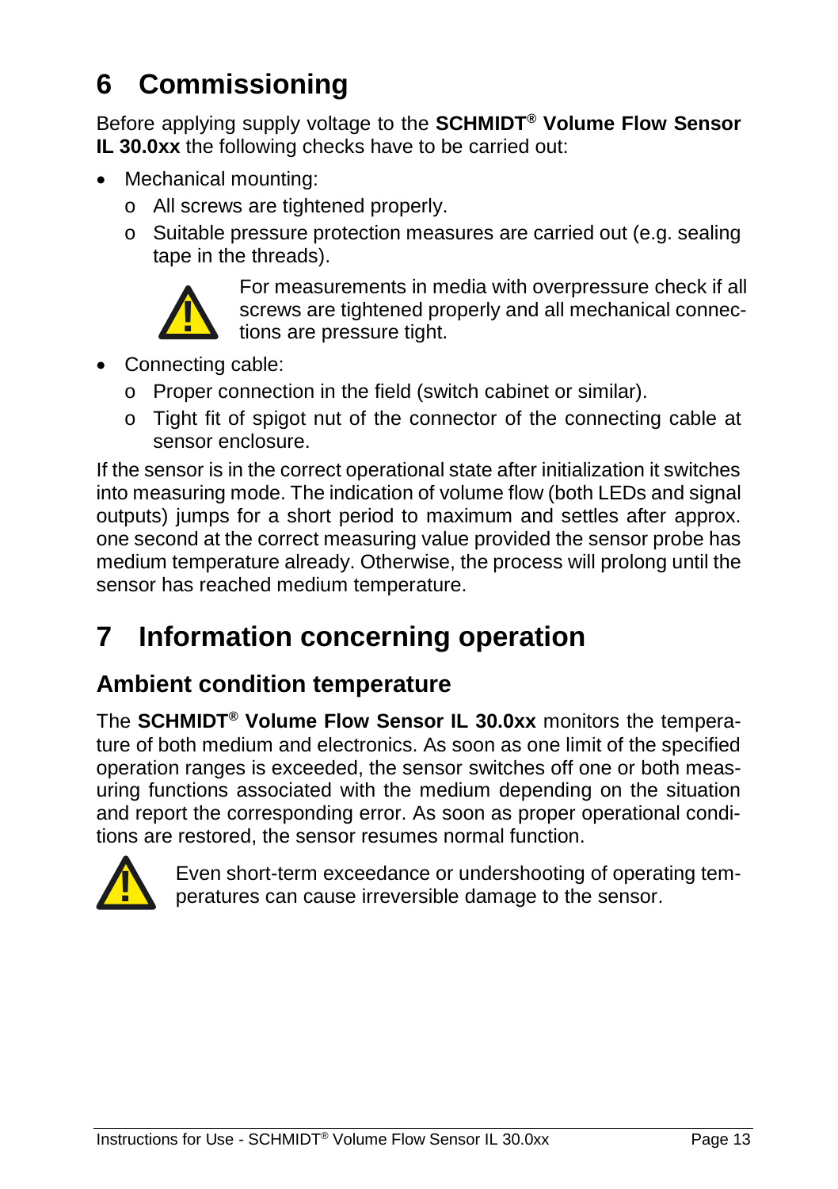# 6 Commissioning

Before applying supply voltage to the **SCHMIDT® Volume Flow Sensor IL 30.0xx** the following checks have to be carried out:

- Mechanical mounting:
  - All screws are tightened properly.
  - Suitable pressure protection measures are carried out (e.g. sealing tape in the threads).

    For measurements in media with overpressure check if all screws are tightened properly and all mechanical connections are pressure tight.
- Connecting cable:
  - Proper connection in the field (switch cabinet or similar).
  - Tight fit of spigot nut of the connector of the connecting cable at sensor enclosure.

If the sensor is in the correct operational state after initialization it switches into measuring mode. The indication of volume flow (both LEDs and signal outputs) jumps for a short period to maximum and settles after approx. one second at the correct measuring value provided the sensor probe has medium temperature already. Otherwise, the process will prolong until the sensor has reached medium temperature.

# 7 Information concerning operation

## Ambient condition temperature

The **SCHMIDT® Volume Flow Sensor IL 30.0xx** monitors the temperature of both medium and electronics. As soon as one limit of the specified operation ranges is exceeded, the sensor switches off one or both measuring functions associated with the medium depending on the situation and report the corresponding error. As soon as proper operational conditions are restored, the sensor resumes normal function.

Even short-term exceedance or undershooting of operating temperatures can cause irreversible damage to the sensor.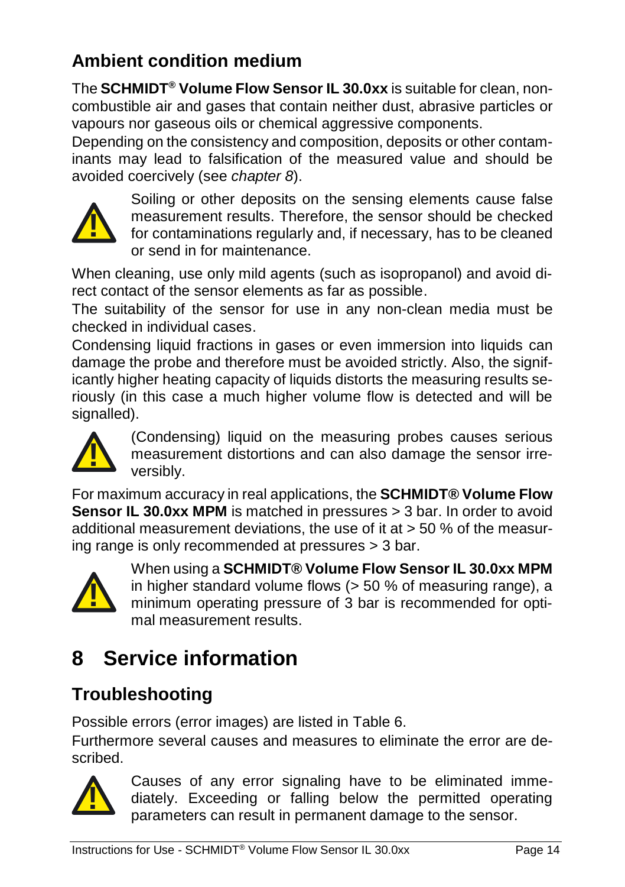## Ambient condition medium

The **SCHMIDT® Volume Flow Sensor IL 30.0xx** is suitable for clean, non-combustible air and gases that contain neither dust, abrasive particles or vapours nor gaseous oils or chemical aggressive components.

Depending on the consistency and composition, deposits or other contaminants may lead to falsification of the measured value and should be avoided coercively (see *chapter 8*).

Soiling or other deposits on the sensing elements cause false measurement results. Therefore, the sensor should be checked for contaminations regularly and, if necessary, has to be cleaned or send in for maintenance.

When cleaning, use only mild agents (such as isopropanol) and avoid direct contact of the sensor elements as far as possible.

The suitability of the sensor for use in any non-clean media must be checked in individual cases.

Condensing liquid fractions in gases or even immersion into liquids can damage the probe and therefore must be avoided strictly. Also, the significantly higher heating capacity of liquids distorts the measuring results seriously (in this case a much higher volume flow is detected and will be signalled).

(Condensing) liquid on the measuring probes causes serious measurement distortions and can also damage the sensor irreversibly.

For maximum accuracy in real applications, the **SCHMIDT® Volume Flow Sensor IL 30.0xx MPM** is matched in pressures > 3 bar. In order to avoid additional measurement deviations, the use of it at > 50 % of the measuring range is only recommended at pressures > 3 bar.

When using a **SCHMIDT® Volume Flow Sensor IL 30.0xx MPM** in higher standard volume flows (> 50 % of measuring range), a minimum operating pressure of 3 bar is recommended for optimal measurement results.

# 8 Service information

## Troubleshooting

Possible errors (error images) are listed in Table 6.

Furthermore several causes and measures to eliminate the error are described.

Causes of any error signaling have to be eliminated immediately. Exceeding or falling below the permitted operating parameters can result in permanent damage to the sensor.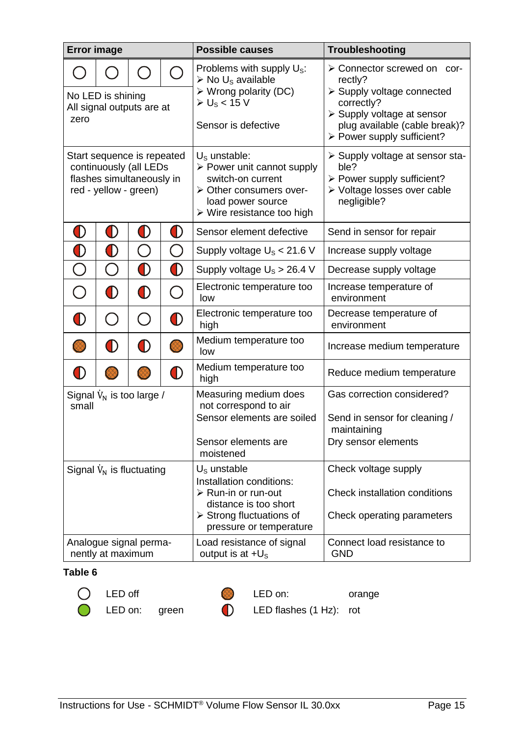| Error image | | | | Possible causes | Troubleshooting |
|---|---|---|---|---|---|
| ○ | ○ | ○ | ○ | Problems with supply $U_S$:<br>➢ No $U_S$ available<br>➢ Wrong polarity (DC)<br>➢ $U_S$ < 15 V<br><br>Sensor is defective | ➢ Connector screwed on correctly?<br>➢ Supply voltage connected correctly?<br>➢ Supply voltage at sensor plug available (cable break)?<br>➢ Power supply sufficient? |
| No LED is shining<br>All signal outputs are at zero | | | | | |
| Start sequence is repeated continuously (all LEDs flashes simultaneously in red - yellow - green) | | | | $U_S$ unstable:<br>➢ Power unit cannot supply switch-on current<br>➢ Other consumers overload power source<br>➢ Wire resistance too high | ➢ Supply voltage at sensor stable?<br>➢ Power supply sufficient?<br>➢ Voltage losses over cable negligible? |
| ◐ | ◐ | ◐ | ◐ | Sensor element defective | Send in sensor for repair |
| ◐ | ◐ | ○ | ○ | Supply voltage $U_S$ < 21.6 V | Increase supply voltage |
| ○ | ○ | ◐ | ◐ | Supply voltage $U_S$ > 26.4 V | Decrease supply voltage |
| ○ | ◐ | ◐ | ○ | Electronic temperature too low | Increase temperature of environment |
| ◐ | ○ | ○ | ◐ | Electronic temperature too high | Decrease temperature of environment |
| orange | ◐ | ◐ | orange | Medium temperature too low | Increase medium temperature |
| ◐ | orange | orange | ◐ | Medium temperature too high | Reduce medium temperature |
| Signal $\dot{V}_N$ is too large / small | | | | Measuring medium does not correspond to air<br>Sensor elements are soiled<br><br>Sensor elements are moistened | Gas correction considered?<br><br>Send in sensor for cleaning / maintaining<br>Dry sensor elements |
| Signal $\dot{V}_N$ is fluctuating | | | | $U_S$ unstable<br>Installation conditions:<br>➢ Run-in or run-out distance is too short<br>➢ Strong fluctuations of pressure or temperature | Check voltage supply<br><br>Check installation conditions<br><br>Check operating parameters |
| Analogue signal permanently at maximum | | | | Load resistance of signal output is at $+U_S$ | Connect load resistance to GND |

**Table 6**

| Symbol | Meaning | Symbol | Meaning |
|---|---|---|---|
| ○ | LED off | orange | LED on: orange |
| green | LED on: green | ◐ | LED flashes (1 Hz): rot |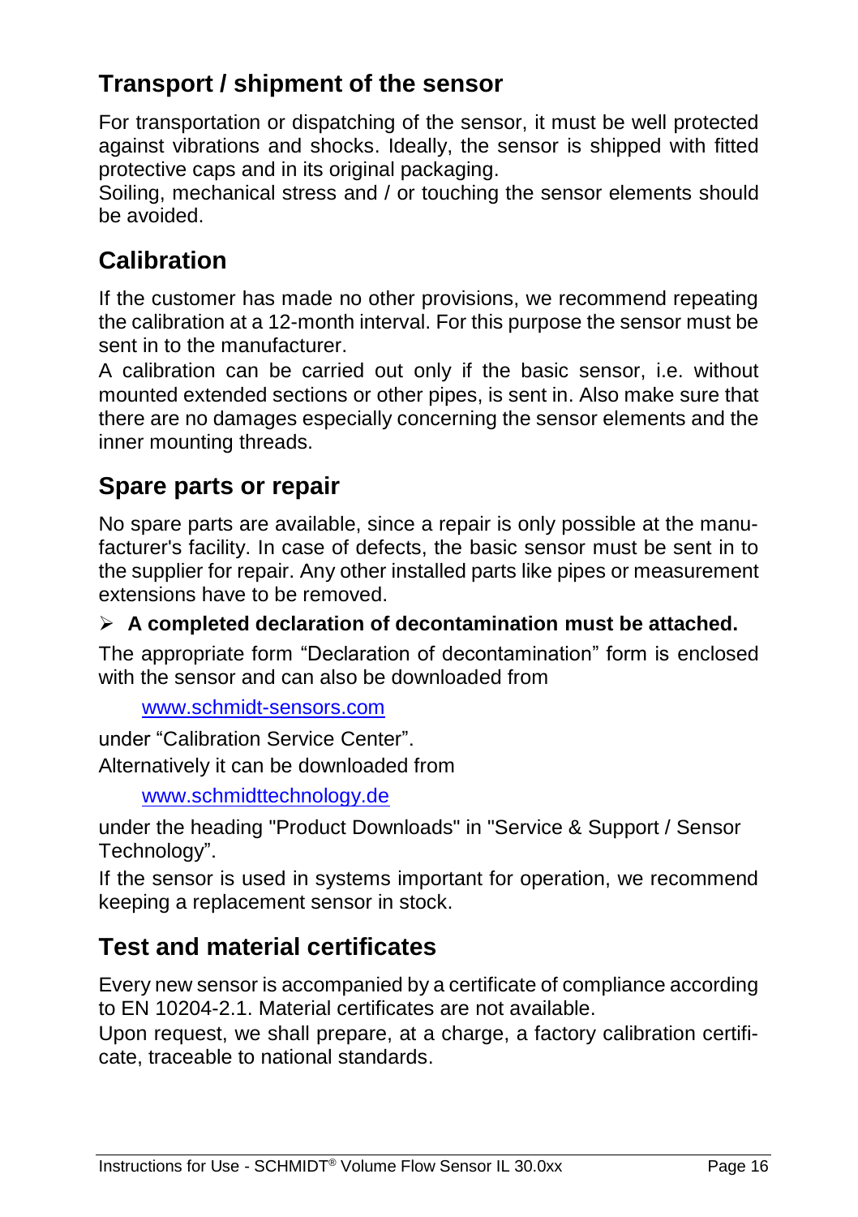## Transport / shipment of the sensor

For transportation or dispatching of the sensor, it must be well protected against vibrations and shocks. Ideally, the sensor is shipped with fitted protective caps and in its original packaging.

Soiling, mechanical stress and / or touching the sensor elements should be avoided.

## Calibration

If the customer has made no other provisions, we recommend repeating the calibration at a 12-month interval. For this purpose the sensor must be sent in to the manufacturer.

A calibration can be carried out only if the basic sensor, i.e. without mounted extended sections or other pipes, is sent in. Also make sure that there are no damages especially concerning the sensor elements and the inner mounting threads.

## Spare parts or repair

No spare parts are available, since a repair is only possible at the manufacturer's facility. In case of defects, the basic sensor must be sent in to the supplier for repair. Any other installed parts like pipes or measurement extensions have to be removed.

- **A completed declaration of decontamination must be attached.**

The appropriate form “Declaration of decontamination” form is enclosed with the sensor and can also be downloaded from

[www.schmidt-sensors.com](http://www.schmidt-sensors.com)

under “Calibration Service Center”.

Alternatively it can be downloaded from

[www.schmidttechnology.de](http://www.schmidttechnology.de)

under the heading "Product Downloads" in "Service & Support / Sensor Technology”.

If the sensor is used in systems important for operation, we recommend keeping a replacement sensor in stock.

## Test and material certificates

Every new sensor is accompanied by a certificate of compliance according to EN 10204-2.1. Material certificates are not available.

Upon request, we shall prepare, at a charge, a factory calibration certificate, traceable to national standards.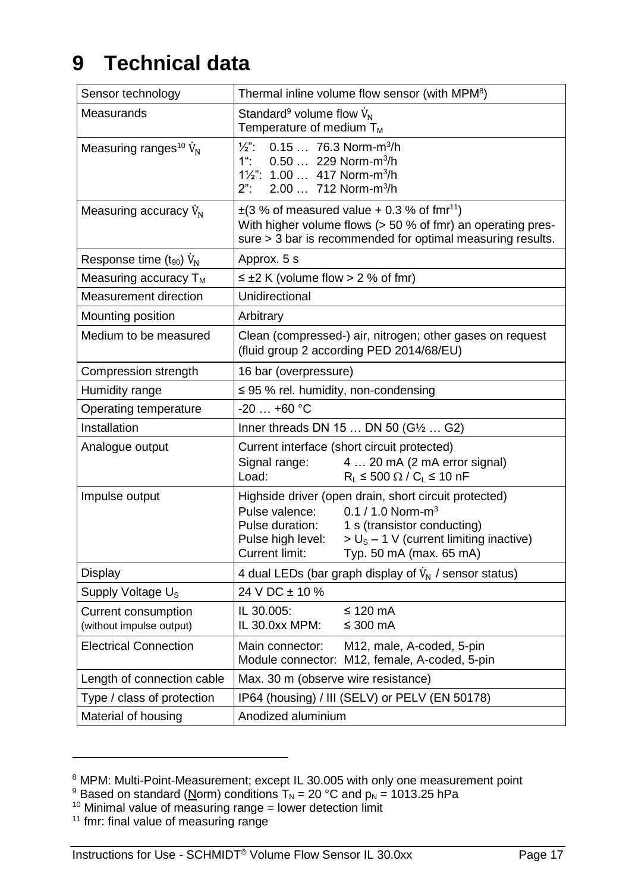# 9 Technical data

| Sensor technology | Thermal inline volume flow sensor (with MPM[8]) |
|---|---|
| Measurands | Standard[9] volume flow $\dot{V}_N$<br>Temperature of medium $T_M$ |
| Measuring ranges[10] $\dot{V}_N$ | ½": 0.15 … 76.3 Norm-m³/h<br>1": 0.50 … 229 Norm-m³/h<br>1½": 1.00 … 417 Norm-m³/h<br>2": 2.00 … 712 Norm-m³/h |
| Measuring accuracy $\dot{V}_N$ | ±(3 % of measured value + 0.3 % of fmr[11])<br>With higher volume flows (> 50 % of fmr) an operating pressure > 3 bar is recommended for optimal measuring results. |
| Response time ($t_{90}$) $\dot{V}_N$ | Approx. 5 s |
| Measuring accuracy $T_M$ | ≤ ±2 K (volume flow > 2 % of fmr) |
| Measurement direction | Unidirectional |
| Mounting position | Arbitrary |
| Medium to be measured | Clean (compressed-) air, nitrogen; other gases on request (fluid group 2 according PED 2014/68/EU) |
| Compression strength | 16 bar (overpressure) |
| Humidity range | ≤ 95 % rel. humidity, non-condensing |
| Operating temperature | -20 … +60 °C |
| Installation | Inner threads DN 15 … DN 50 (G½ … G2) |
| Analogue output | Current interface (short circuit protected)<br>Signal range: 4 … 20 mA (2 mA error signal)<br>Load: $R_L$ ≤ 500 Ω / $C_L$ ≤ 10 nF |
| Impulse output | Highside driver (open drain, short circuit protected)<br>Pulse valence: 0.1 / 1.0 Norm-m³<br>Pulse duration: 1 s (transistor conducting)<br>Pulse high level: > $U_S$ – 1 V (current limiting inactive)<br>Current limit: Typ. 50 mA (max. 65 mA) |
| Display | 4 dual LEDs (bar graph display of $\dot{V}_N$ / sensor status) |
| Supply Voltage $U_S$ | 24 V DC ± 10 % |
| Current consumption (without impulse output) | IL 30.005: ≤ 120 mA<br>IL 30.0xx MPM: ≤ 300 mA |
| Electrical Connection | Main connector: M12, male, A-coded, 5-pin<br>Module connector: M12, female, A-coded, 5-pin |
| Length of connection cable | Max. 30 m (observe wire resistance) |
| Type / class of protection | IP64 (housing) / III (SELV) or PELV (EN 50178) |
| Material of housing | Anodized aluminium |

---

[8] MPM: Multi-Point-Measurement; except IL 30.005 with only one measurement point
[9] Based on standard (Norm) conditions $T_N$ = 20 °C and $p_N$ = 1013.25 hPa
[10] Minimal value of measuring range = lower detection limit
[11] fmr: final value of measuring range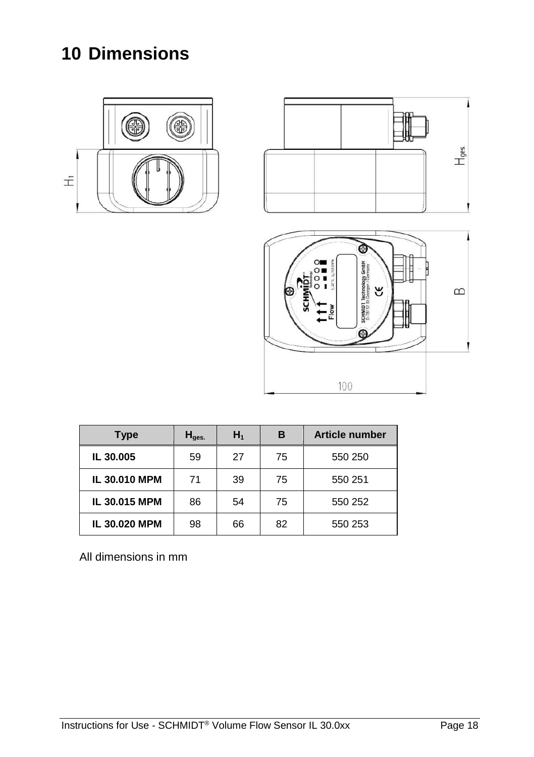# 10 Dimensions

| Type | $H_{ges.}$ | $H_1$ | B | Article number |
|---|---|---|---|---|
| **IL 30.005** | 59 | 27 | 75 | 550 250 |
| **IL 30.010 MPM** | 71 | 39 | 75 | 550 251 |
| **IL 30.015 MPM** | 86 | 54 | 75 | 550 252 |
| **IL 30.020 MPM** | 98 | 66 | 82 | 550 253 |

All dimensions in mm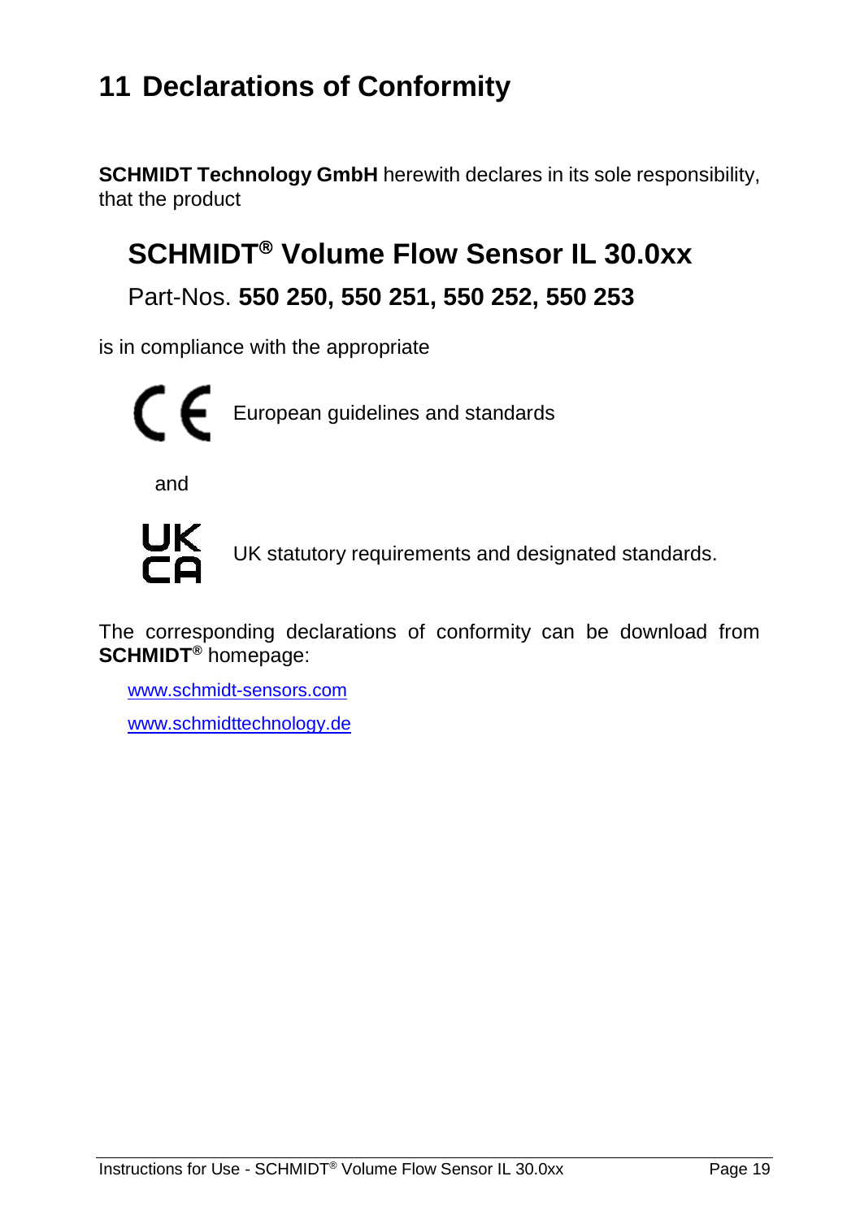# 11 Declarations of Conformity

**SCHMIDT Technology GmbH** herewith declares in its sole responsibility, that the product

## SCHMIDT® Volume Flow Sensor IL 30.0xx

Part-Nos. **550 250, 550 251, 550 252, 550 253**

is in compliance with the appropriate

CE European guidelines and standards

and

UKCA UK statutory requirements and designated standards.

The corresponding declarations of conformity can be download from **SCHMIDT®** homepage:

www.schmidt-sensors.com

www.schmidttechnology.de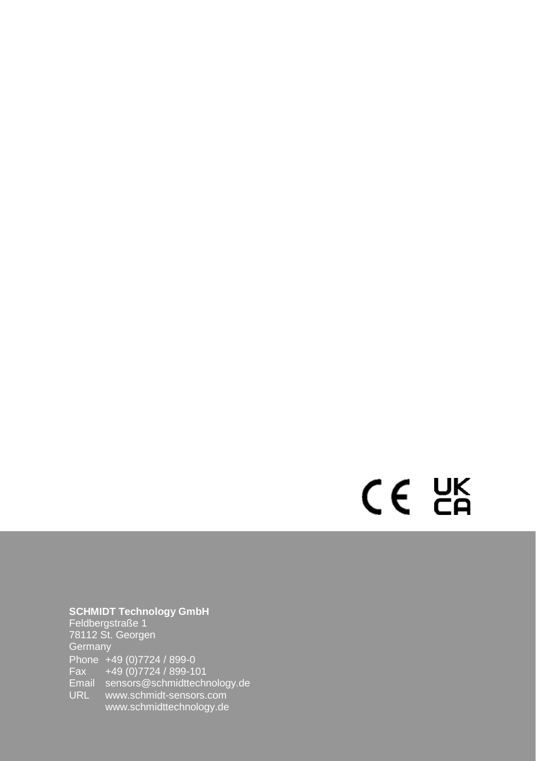CE UKCA

**SCHMIDT Technology GmbH**
Feldbergstraße 1
78112 St. Georgen
Germany

Phone +49 (0)7724 / 899-0
Fax +49 (0)7724 / 899-101
Email sensors@schmidttechnology.de
URL www.schmidt-sensors.com
www.schmidttechnology.de